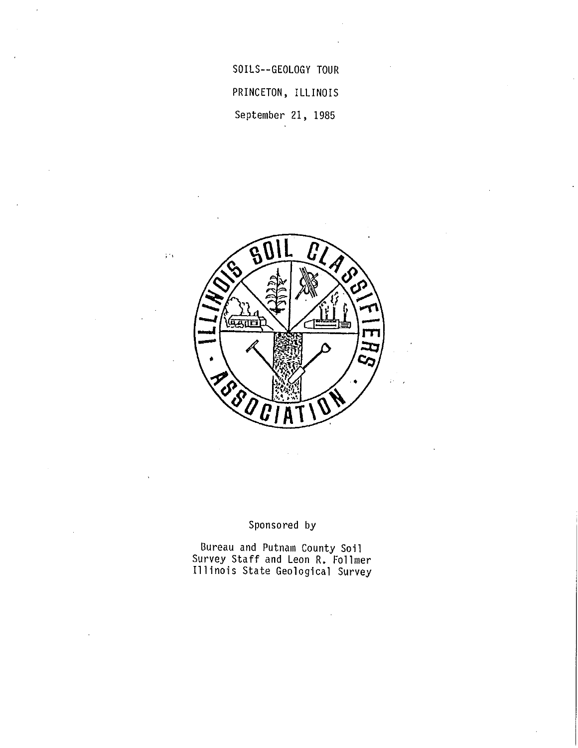# SOILS--GEOLOGY TOUR

PRINCETON, ILLINOIS

September 21, 1985

ILLINOIS SOIL CLASSIFIERS ASSOCIATION

Sponsored by

Bureau and Putnam County Soil Survey Staff and Leon R. Follmer Illinois State Geological Survey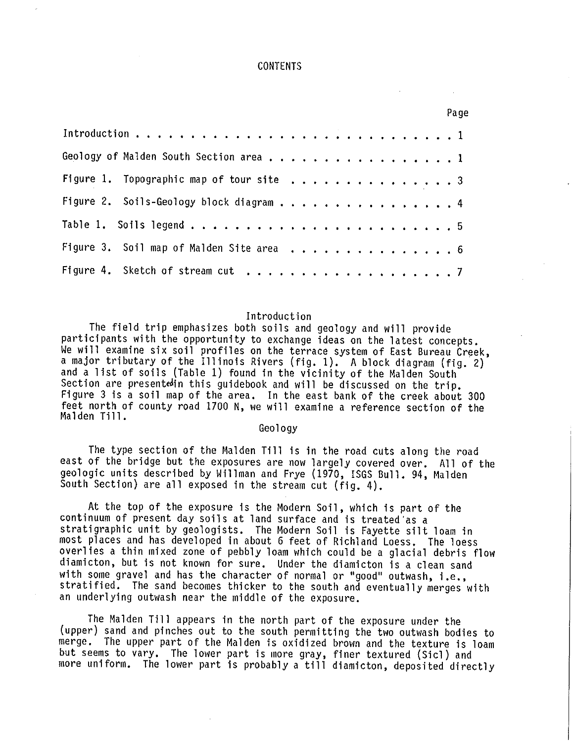# CONTENTS

| | Page |
|---|---|
| Introduction | 1 |
| Geology of Malden South Section area | 1 |
| Figure 1. Topographic map of tour site | 3 |
| Figure 2. Soils-Geology block diagram | 4 |
| Table 1. Soils legend | 5 |
| Figure 3. Soil map of Malden Site area | 6 |
| Figure 4. Sketch of stream cut | 7 |

## Introduction

The field trip emphasizes both soils and geology and will provide participants with the opportunity to exchange ideas on the latest concepts. We will examine six soil profiles on the terrace system of East Bureau Creek, a major tributary of the Illinois Rivers (fig. 1). A block diagram (fig. 2) and a list of soils (Table 1) found in the vicinity of the Malden South Section are presented in this guidebook and will be discussed on the trip. Figure 3 is a soil map of the area. In the east bank of the creek about 300 feet north of county road 1700 N, we will examine a reference section of the Malden Till.

## Geology

The type section of the Malden Till is in the road cuts along the road east of the bridge but the exposures are now largely covered over. All of the geologic units described by Willman and Frye (1970, ISGS Bull. 94, Malden South Section) are all exposed in the stream cut (fig. 4).

At the top of the exposure is the Modern Soil, which is part of the continuum of present day soils at land surface and is treated as a stratigraphic unit by geologists. The Modern Soil is Fayette silt loam in most places and has developed in about 6 feet of Richland Loess. The loess overlies a thin mixed zone of pebbly loam which could be a glacial debris flow diamicton, but is not known for sure. Under the diamicton is a clean sand with some gravel and has the character of normal or "good" outwash, i.e., stratified. The sand becomes thicker to the south and eventually merges with an underlying outwash near the middle of the exposure.

The Malden Till appears in the north part of the exposure under the (upper) sand and pinches out to the south permitting the two outwash bodies to merge. The upper part of the Malden is oxidized brown and the texture is loam but seems to vary. The lower part is more gray, finer textured (Sicl) and more uniform. The lower part is probably a till diamicton, deposited directly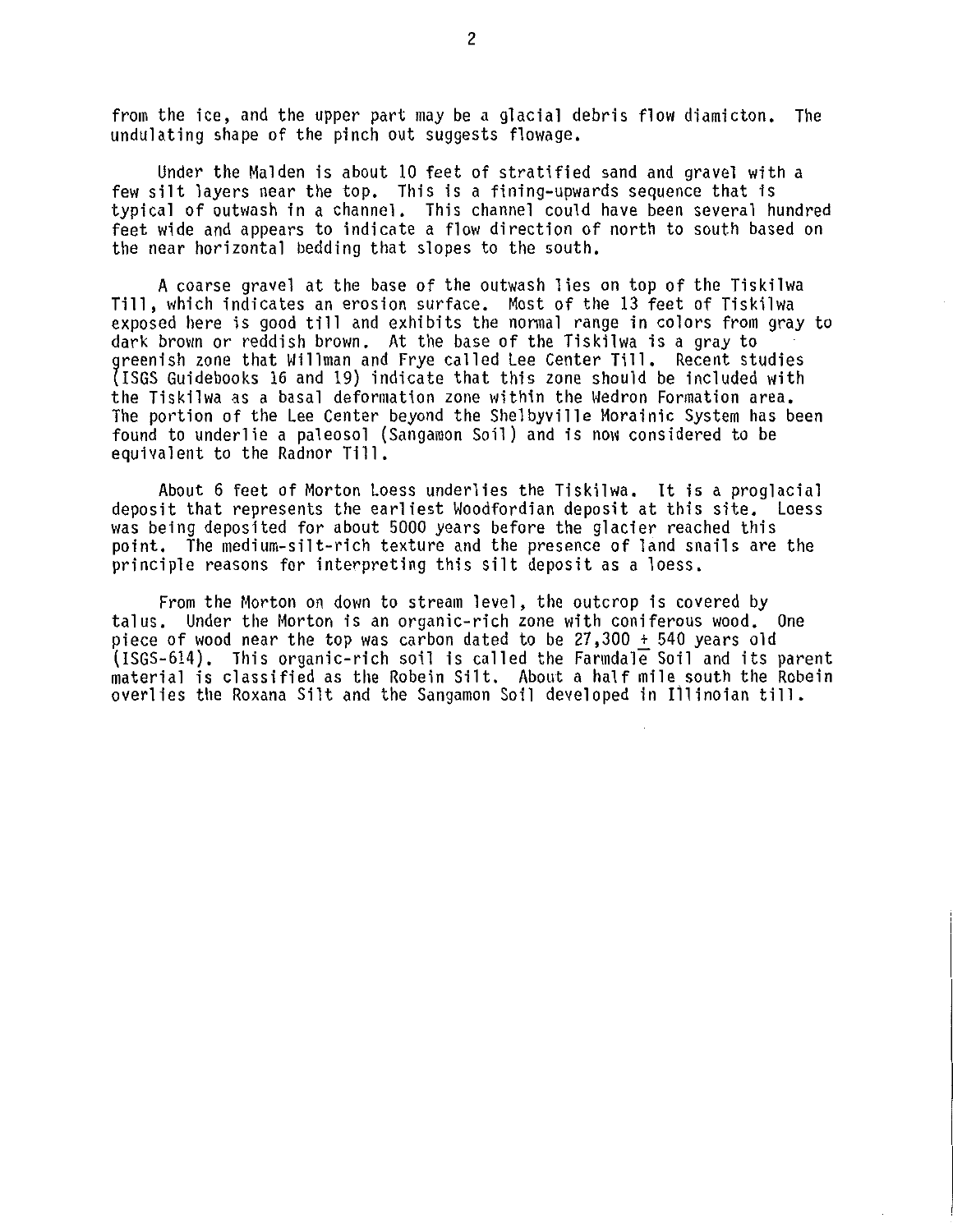from the ice, and the upper part may be a glacial debris flow diamicton. The undulating shape of the pinch out suggests flowage.

Under the Malden is about 10 feet of stratified sand and gravel with a few silt layers near the top. This is a fining-upwards sequence that is typical of outwash in a channel. This channel could have been several hundred feet wide and appears to indicate a flow direction of north to south based on the near horizontal bedding that slopes to the south.

A coarse gravel at the base of the outwash lies on top of the Tiskilwa Till, which indicates an erosion surface. Most of the 13 feet of Tiskilwa exposed here is good till and exhibits the normal range in colors from gray to dark brown or reddish brown. At the base of the Tiskilwa is a gray to greenish zone that Willman and Frye called Lee Center Till. Recent studies (ISGS Guidebooks 16 and 19) indicate that this zone should be included with the Tiskilwa as a basal deformation zone within the Wedron Formation area. The portion of the Lee Center beyond the Shelbyville Morainic System has been found to underlie a paleosol (Sangamon Soil) and is now considered to be equivalent to the Radnor Till.

About 6 feet of Morton Loess underlies the Tiskilwa. It is a proglacial deposit that represents the earliest Woodfordian deposit at this site. Loess was being deposited for about 5000 years before the glacier reached this point. The medium-silt-rich texture and the presence of land snails are the principle reasons for interpreting this silt deposit as a loess.

From the Morton on down to stream level, the outcrop is covered by talus. Under the Morton is an organic-rich zone with coniferous wood. One piece of wood near the top was carbon dated to be 27,300 ± 540 years old (ISGS-614). This organic-rich soil is called the Farmdale Soil and its parent material is classified as the Robein Silt. About a half mile south the Robein overlies the Roxana Silt and the Sangamon Soil developed in Illinoian till.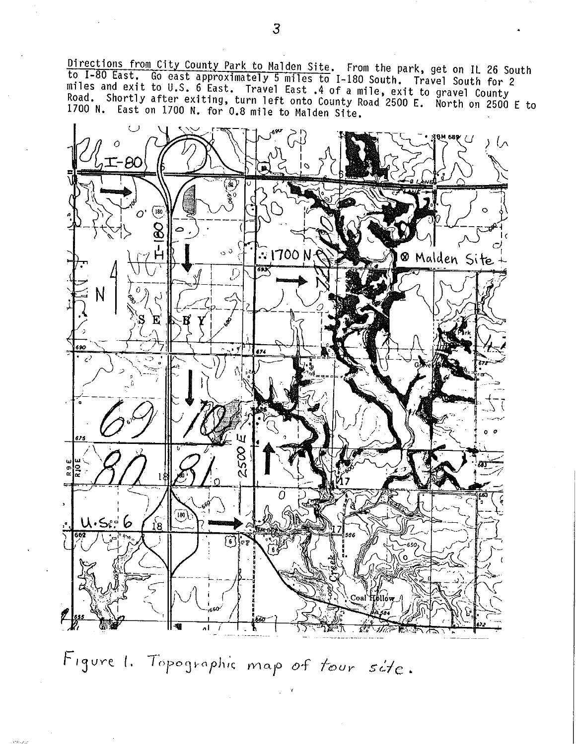Directions from City County Park to Malden Site. From the park, get on IL 26 South to I-80 East. Go east approximately 5 miles to I-180 South. Travel South for 2 miles and exit to U.S. 6 East. Travel East .4 of a mile, exit to gravel County Road. Shortly after exiting, turn left onto County Road 2500 E. North on 2500 E to 1700 N. East on 1700 N. for 0.8 mile to Malden Site.

Figure 1. Topographic map of tour site.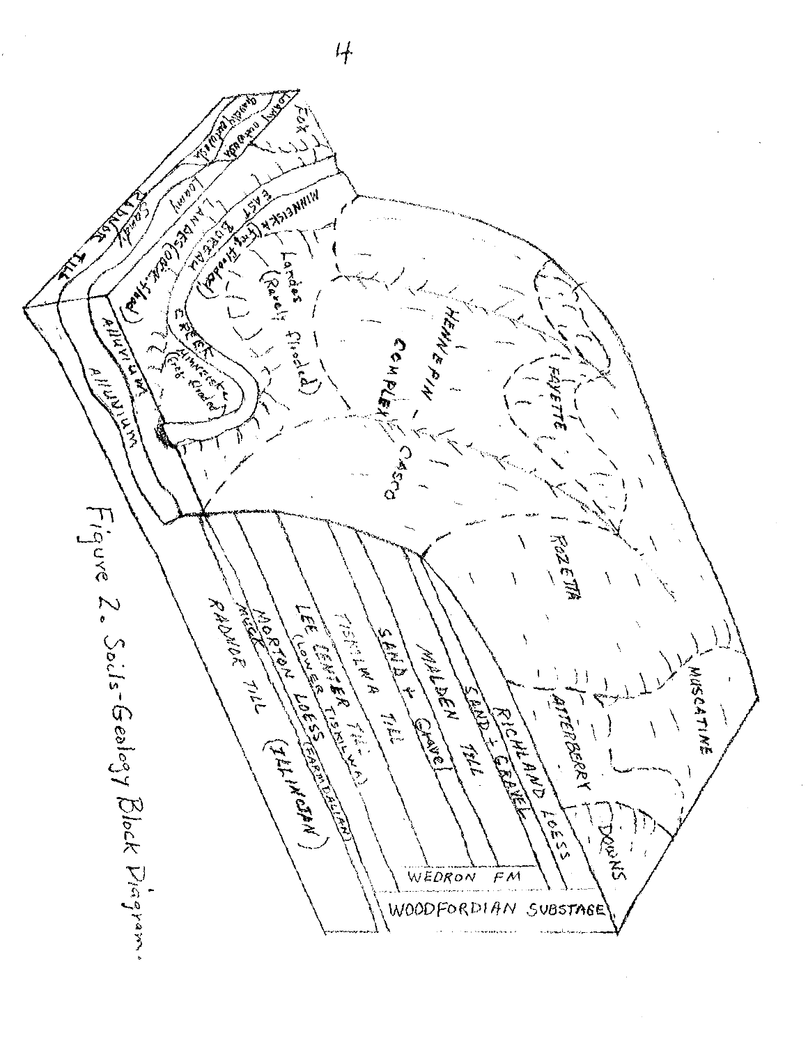Figure 2. Soils-Geology Block Diagram.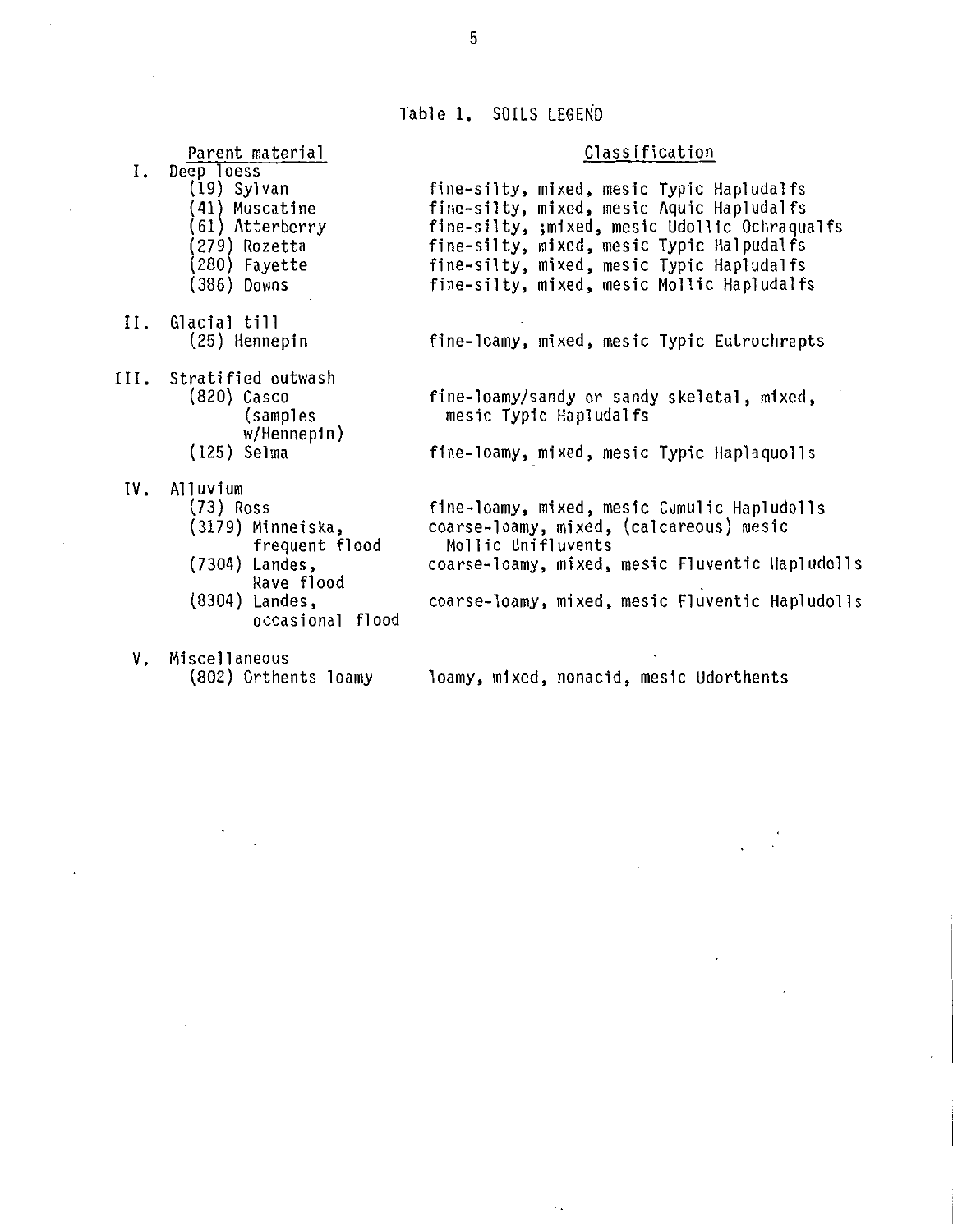# Table 1. SOILS LEGEND

| | Parent material | Classification |
|---|---|---|
| I. | Deep loess | |
| | (19) Sylvan | fine-silty, mixed, mesic Typic Hapludalfs |
| | (41) Muscatine | fine-silty, mixed, mesic Aquic Hapludalfs |
| | (61) Atterberry | fine-silty, ;mixed, mesic Udollic Ochraqualfs |
| | (279) Rozetta | fine-silty, mixed, mesic Typic Halpudalfs |
| | (280) Fayette | fine-silty, mixed, mesic Typic Hapludalfs |
| | (386) Downs | fine-silty, mixed, mesic Mollic Hapludalfs |
| II. | Glacial till | |
| | (25) Hennepin | fine-loamy, mixed, mesic Typic Eutrochrepts |
| III. | Stratified outwash | |
| | (820) Casco (samples w/Hennepin) | fine-loamy/sandy or sandy skeletal, mixed, mesic Typic Hapludalfs |
| | (125) Selma | fine-loamy, mixed, mesic Typic Haplaquolls |
| IV. | Alluvium | |
| | (73) Ross | fine-loamy, mixed, mesic Cumulic Hapludolls |
| | (3179) Minneiska, frequent flood | coarse-loamy, mixed, (calcareous) mesic Mollic Unifluvents |
| | (7304) Landes, Rave flood | coarse-loamy, mixed, mesic Fluventic Hapludolls |
| | (8304) Landes, occasional flood | coarse-loamy, mixed, mesic Fluventic Hapludolls |
| V. | Miscellaneous | |
| | (802) Orthents loamy | loamy, mixed, nonacid, mesic Udorthents |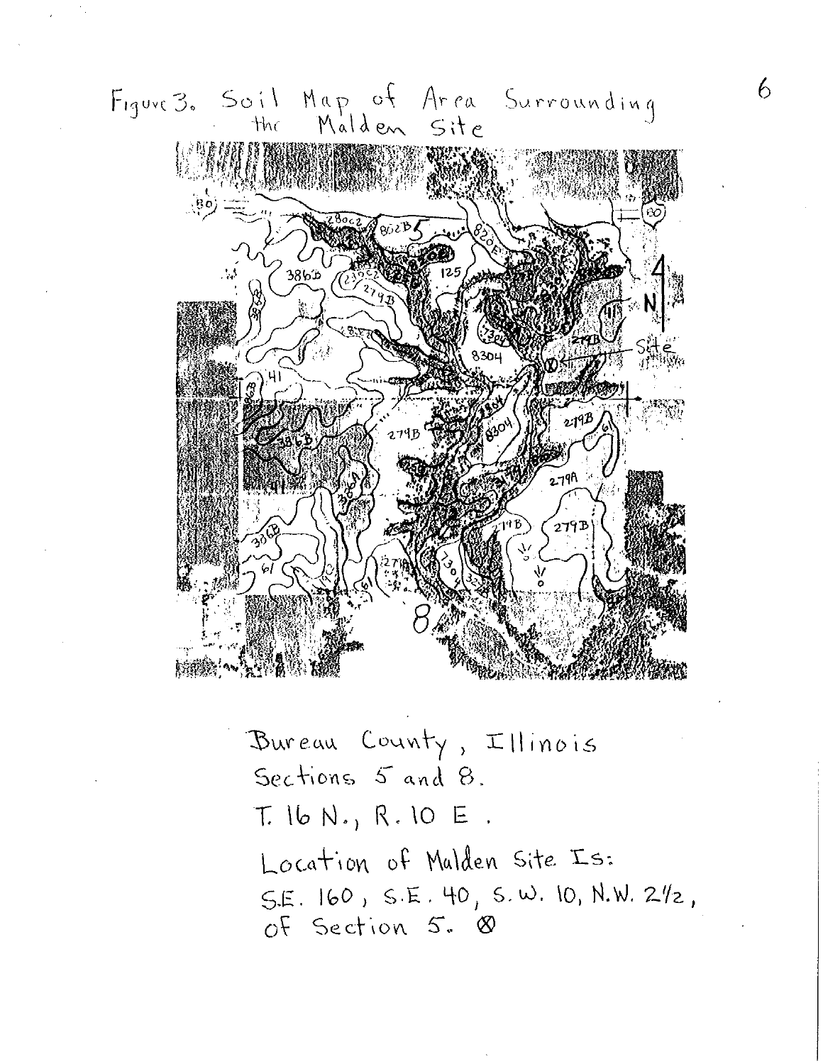Figure 3. Soil Map of Area Surrounding the Malden Site

Bureau County, Illinois
Sections 5 and 8.
T. 16 N., R. 10 E.
Location of Malden Site Is:
S.E. 160, S.E. 40, S.W. 10, N.W. 2½, of Section 5. ⊗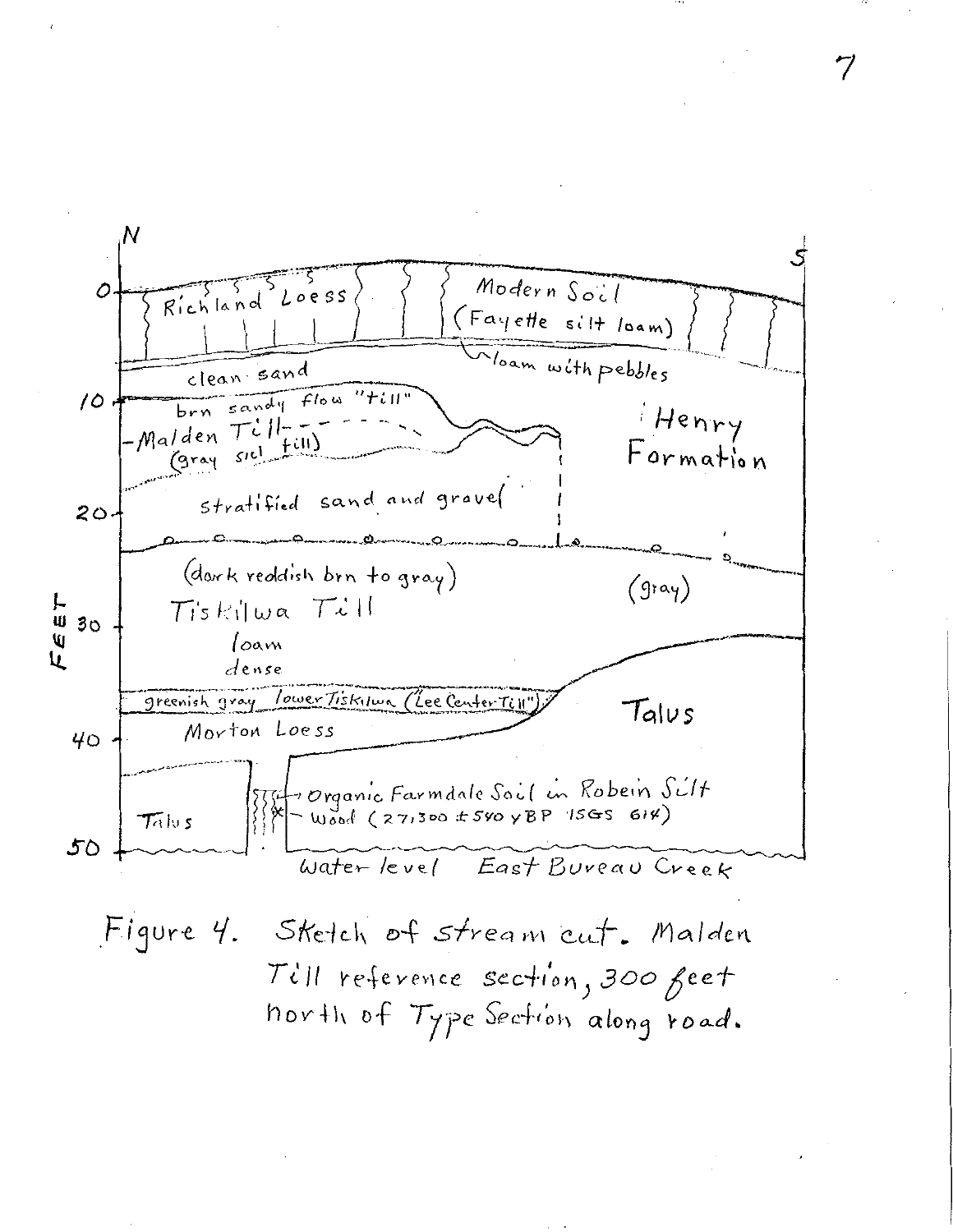N

S

0

10

20

30

40

50

FEET

Richland Loess

Modern Soil (Fayette silt loam)

loam with pebbles

clean sand

brn sandy flow "till"

Malden Till (gray sicl till)

Henry Formation

stratified sand and gravel

(dark reddish brn to gray)

Tiskilwa Till

loam

dense

(gray)

greenish gray lower Tiskilwa ("Lee Center Till")

Talus

Morton Loess

Talus

Organic Farmdale Soil in Robein Silt

Wood (27,300 ± 540 YBP ISGS 614)

Water level East Bureau Creek

Figure 4. Sketch of stream cut. Malden Till reference section, 300 feet north of Type Section along road.